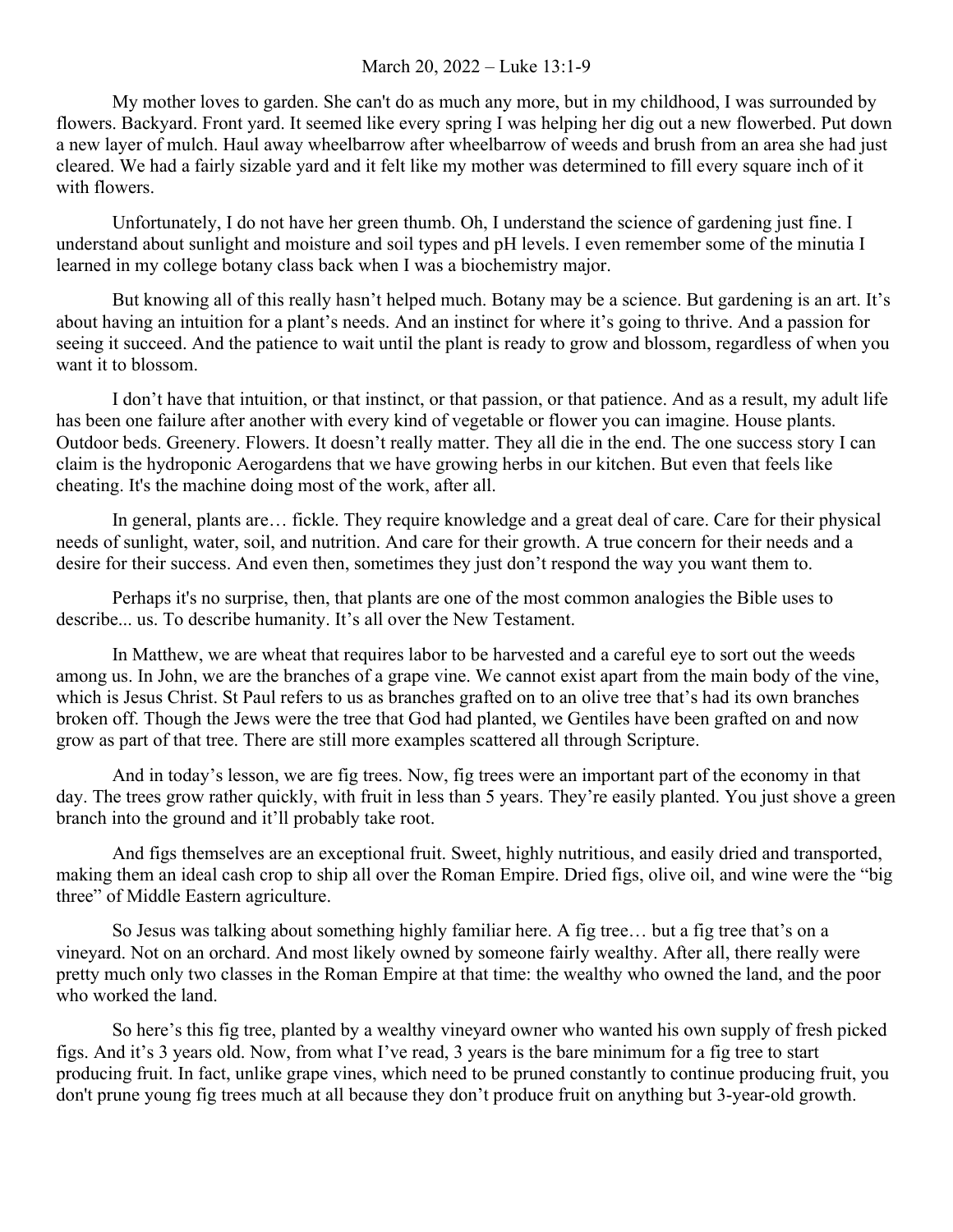March 20, 2022 – Luke 13:1-9

My mother loves to garden. She can't do as much any more, but in my childhood, I was surrounded by flowers. Backyard. Front yard. It seemed like every spring I was helping her dig out a new flowerbed. Put down a new layer of mulch. Haul away wheelbarrow after wheelbarrow of weeds and brush from an area she had just cleared. We had a fairly sizable yard and it felt like my mother was determined to fill every square inch of it with flowers.

Unfortunately, I do not have her green thumb. Oh, I understand the science of gardening just fine. I understand about sunlight and moisture and soil types and pH levels. I even remember some of the minutia I learned in my college botany class back when I was a biochemistry major.

But knowing all of this really hasn't helped much. Botany may be a science. But gardening is an art. It's about having an intuition for a plant's needs. And an instinct for where it's going to thrive. And a passion for seeing it succeed. And the patience to wait until the plant is ready to grow and blossom, regardless of when you want it to blossom.

I don't have that intuition, or that instinct, or that passion, or that patience. And as a result, my adult life has been one failure after another with every kind of vegetable or flower you can imagine. House plants. Outdoor beds. Greenery. Flowers. It doesn't really matter. They all die in the end. The one success story I can claim is the hydroponic Aerogardens that we have growing herbs in our kitchen. But even that feels like cheating. It's the machine doing most of the work, after all.

In general, plants are… fickle. They require knowledge and a great deal of care. Care for their physical needs of sunlight, water, soil, and nutrition. And care for their growth. A true concern for their needs and a desire for their success. And even then, sometimes they just don't respond the way you want them to.

Perhaps it's no surprise, then, that plants are one of the most common analogies the Bible uses to describe... us. To describe humanity. It's all over the New Testament.

In Matthew, we are wheat that requires labor to be harvested and a careful eye to sort out the weeds among us. In John, we are the branches of a grape vine. We cannot exist apart from the main body of the vine, which is Jesus Christ. St Paul refers to us as branches grafted on to an olive tree that's had its own branches broken off. Though the Jews were the tree that God had planted, we Gentiles have been grafted on and now grow as part of that tree. There are still more examples scattered all through Scripture.

And in today's lesson, we are fig trees. Now, fig trees were an important part of the economy in that day. The trees grow rather quickly, with fruit in less than 5 years. They're easily planted. You just shove a green branch into the ground and it'll probably take root.

And figs themselves are an exceptional fruit. Sweet, highly nutritious, and easily dried and transported, making them an ideal cash crop to ship all over the Roman Empire. Dried figs, olive oil, and wine were the "big three" of Middle Eastern agriculture.

So Jesus was talking about something highly familiar here. A fig tree… but a fig tree that's on a vineyard. Not on an orchard. And most likely owned by someone fairly wealthy. After all, there really were pretty much only two classes in the Roman Empire at that time: the wealthy who owned the land, and the poor who worked the land.

So here's this fig tree, planted by a wealthy vineyard owner who wanted his own supply of fresh picked figs. And it's 3 years old. Now, from what I've read, 3 years is the bare minimum for a fig tree to start producing fruit. In fact, unlike grape vines, which need to be pruned constantly to continue producing fruit, you don't prune young fig trees much at all because they don't produce fruit on anything but 3-year-old growth.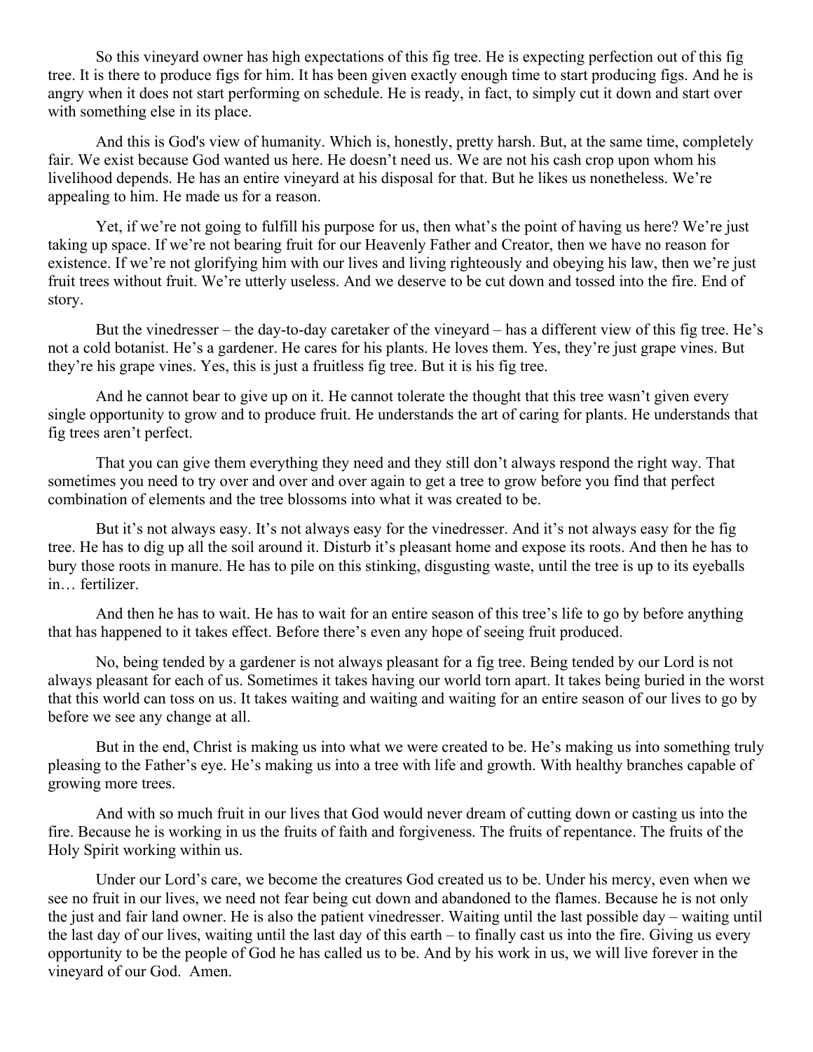So this vineyard owner has high expectations of this fig tree. He is expecting perfection out of this fig tree. It is there to produce figs for him. It has been given exactly enough time to start producing figs. And he is angry when it does not start performing on schedule. He is ready, in fact, to simply cut it down and start over with something else in its place.

And this is God's view of humanity. Which is, honestly, pretty harsh. But, at the same time, completely fair. We exist because God wanted us here. He doesn't need us. We are not his cash crop upon whom his livelihood depends. He has an entire vineyard at his disposal for that. But he likes us nonetheless. We're appealing to him. He made us for a reason.

Yet, if we're not going to fulfill his purpose for us, then what's the point of having us here? We're just taking up space. If we're not bearing fruit for our Heavenly Father and Creator, then we have no reason for existence. If we're not glorifying him with our lives and living righteously and obeying his law, then we're just fruit trees without fruit. We're utterly useless. And we deserve to be cut down and tossed into the fire. End of story.

But the vinedresser – the day-to-day caretaker of the vineyard – has a different view of this fig tree. He's not a cold botanist. He's a gardener. He cares for his plants. He loves them. Yes, they're just grape vines. But they're his grape vines. Yes, this is just a fruitless fig tree. But it is his fig tree.

And he cannot bear to give up on it. He cannot tolerate the thought that this tree wasn't given every single opportunity to grow and to produce fruit. He understands the art of caring for plants. He understands that fig trees aren't perfect.

That you can give them everything they need and they still don't always respond the right way. That sometimes you need to try over and over and over again to get a tree to grow before you find that perfect combination of elements and the tree blossoms into what it was created to be.

But it's not always easy. It's not always easy for the vinedresser. And it's not always easy for the fig tree. He has to dig up all the soil around it. Disturb it's pleasant home and expose its roots. And then he has to bury those roots in manure. He has to pile on this stinking, disgusting waste, until the tree is up to its eyeballs in… fertilizer.

And then he has to wait. He has to wait for an entire season of this tree's life to go by before anything that has happened to it takes effect. Before there's even any hope of seeing fruit produced.

No, being tended by a gardener is not always pleasant for a fig tree. Being tended by our Lord is not always pleasant for each of us. Sometimes it takes having our world torn apart. It takes being buried in the worst that this world can toss on us. It takes waiting and waiting and waiting for an entire season of our lives to go by before we see any change at all.

But in the end, Christ is making us into what we were created to be. He's making us into something truly pleasing to the Father's eye. He's making us into a tree with life and growth. With healthy branches capable of growing more trees.

And with so much fruit in our lives that God would never dream of cutting down or casting us into the fire. Because he is working in us the fruits of faith and forgiveness. The fruits of repentance. The fruits of the Holy Spirit working within us.

Under our Lord's care, we become the creatures God created us to be. Under his mercy, even when we see no fruit in our lives, we need not fear being cut down and abandoned to the flames. Because he is not only the just and fair land owner. He is also the patient vinedresser. Waiting until the last possible day – waiting until the last day of our lives, waiting until the last day of this earth – to finally cast us into the fire. Giving us every opportunity to be the people of God he has called us to be. And by his work in us, we will live forever in the vineyard of our God. Amen.